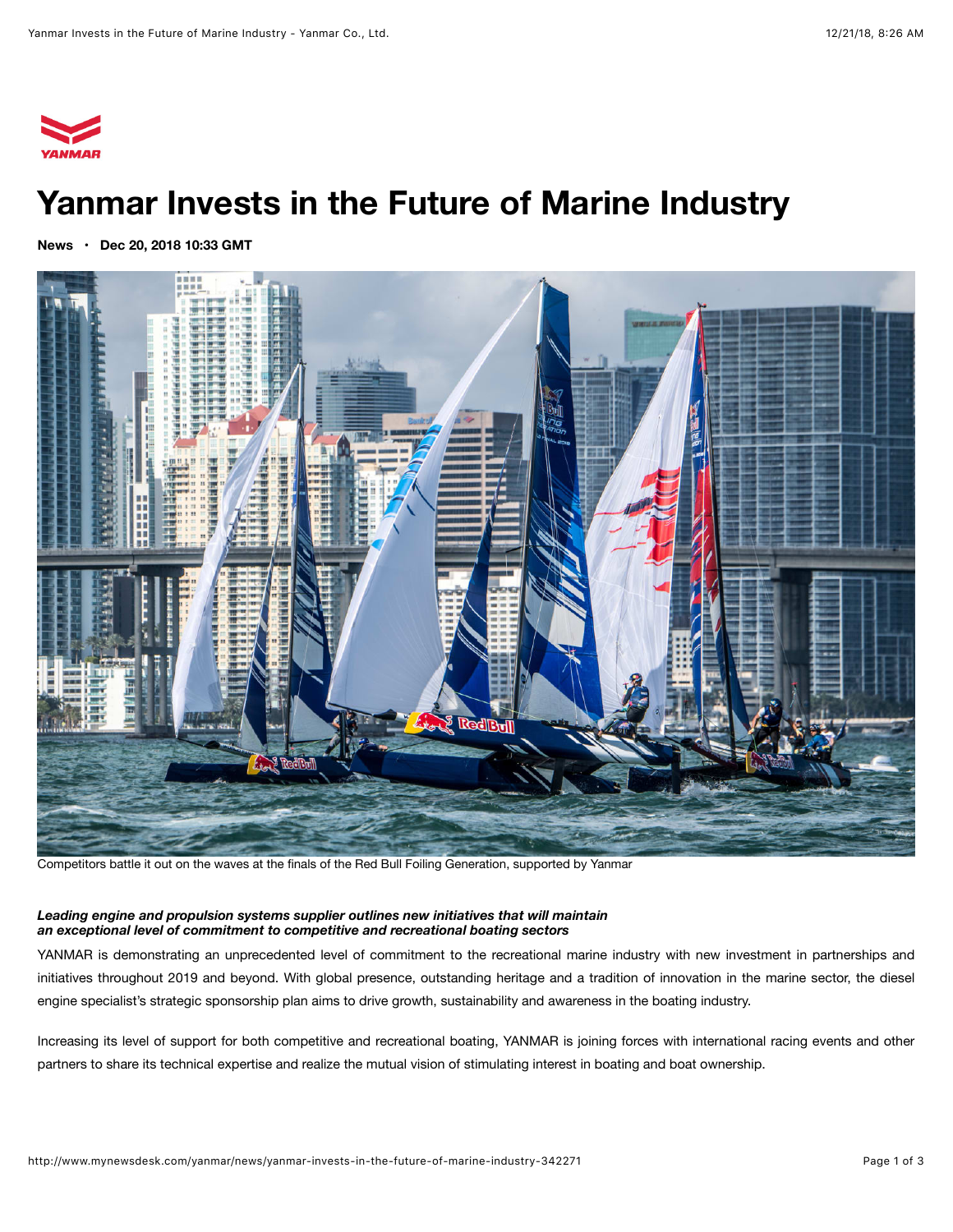# Yanmar Invests in the Future of Marine Industry

**News** · **Dec 20, 2018 10:33 GMT**

Competitors battle it out on the waves at the finals of the Red Bull Foiling Generation, supported by Yanmar

***Leading engine and propulsion systems supplier outlines new initiatives that will maintain an exceptional level of commitment to competitive and recreational boating sectors***

YANMAR is demonstrating an unprecedented level of commitment to the recreational marine industry with new investment in partnerships and initiatives throughout 2019 and beyond. With global presence, outstanding heritage and a tradition of innovation in the marine sector, the diesel engine specialist's strategic sponsorship plan aims to drive growth, sustainability and awareness in the boating industry.

Increasing its level of support for both competitive and recreational boating, YANMAR is joining forces with international racing events and other partners to share its technical expertise and realize the mutual vision of stimulating interest in boating and boat ownership.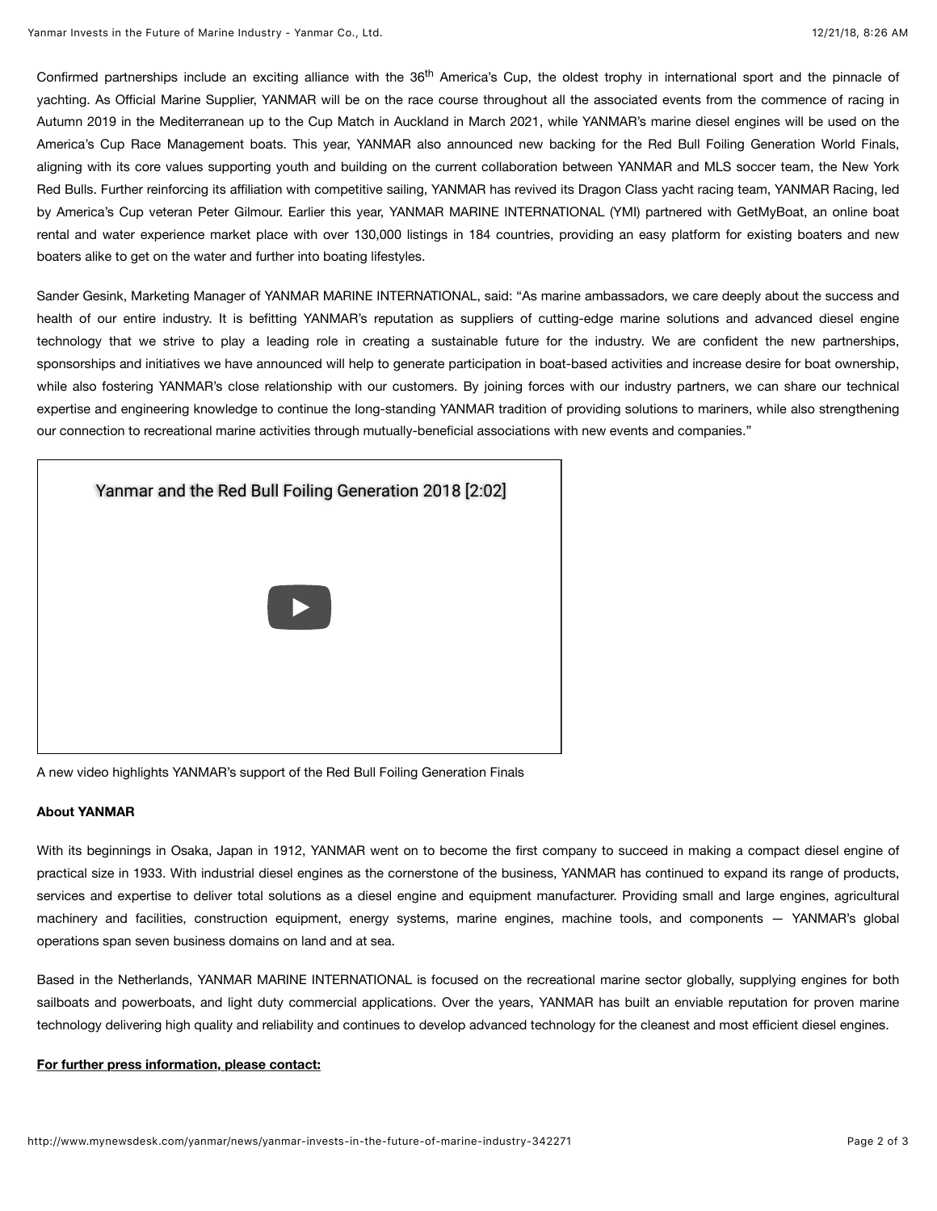Confirmed partnerships include an exciting alliance with the 36th America's Cup, the oldest trophy in international sport and the pinnacle of yachting. As Official Marine Supplier, YANMAR will be on the race course throughout all the associated events from the commence of racing in Autumn 2019 in the Mediterranean up to the Cup Match in Auckland in March 2021, while YANMAR's marine diesel engines will be used on the America's Cup Race Management boats. This year, YANMAR also announced new backing for the Red Bull Foiling Generation World Finals, aligning with its core values supporting youth and building on the current collaboration between YANMAR and MLS soccer team, the New York Red Bulls. Further reinforcing its affiliation with competitive sailing, YANMAR has revived its Dragon Class yacht racing team, YANMAR Racing, led by America's Cup veteran Peter Gilmour. Earlier this year, YANMAR MARINE INTERNATIONAL (YMI) partnered with GetMyBoat, an online boat rental and water experience market place with over 130,000 listings in 184 countries, providing an easy platform for existing boaters and new boaters alike to get on the water and further into boating lifestyles.

Sander Gesink, Marketing Manager of YANMAR MARINE INTERNATIONAL, said: "As marine ambassadors, we care deeply about the success and health of our entire industry. It is befitting YANMAR's reputation as suppliers of cutting-edge marine solutions and advanced diesel engine technology that we strive to play a leading role in creating a sustainable future for the industry. We are confident the new partnerships, sponsorships and initiatives we have announced will help to generate participation in boat-based activities and increase desire for boat ownership, while also fostering YANMAR's close relationship with our customers. By joining forces with our industry partners, we can share our technical expertise and engineering knowledge to continue the long-standing YANMAR tradition of providing solutions to mariners, while also strengthening our connection to recreational marine activities through mutually-beneficial associations with new events and companies."

Yanmar and the Red Bull Foiling Generation 2018 [2:02]

A new video highlights YANMAR's support of the Red Bull Foiling Generation Finals

**About YANMAR**

With its beginnings in Osaka, Japan in 1912, YANMAR went on to become the first company to succeed in making a compact diesel engine of practical size in 1933. With industrial diesel engines as the cornerstone of the business, YANMAR has continued to expand its range of products, services and expertise to deliver total solutions as a diesel engine and equipment manufacturer. Providing small and large engines, agricultural machinery and facilities, construction equipment, energy systems, marine engines, machine tools, and components — YANMAR's global operations span seven business domains on land and at sea.

Based in the Netherlands, YANMAR MARINE INTERNATIONAL is focused on the recreational marine sector globally, supplying engines for both sailboats and powerboats, and light duty commercial applications. Over the years, YANMAR has built an enviable reputation for proven marine technology delivering high quality and reliability and continues to develop advanced technology for the cleanest and most efficient diesel engines.

**For further press information, please contact:**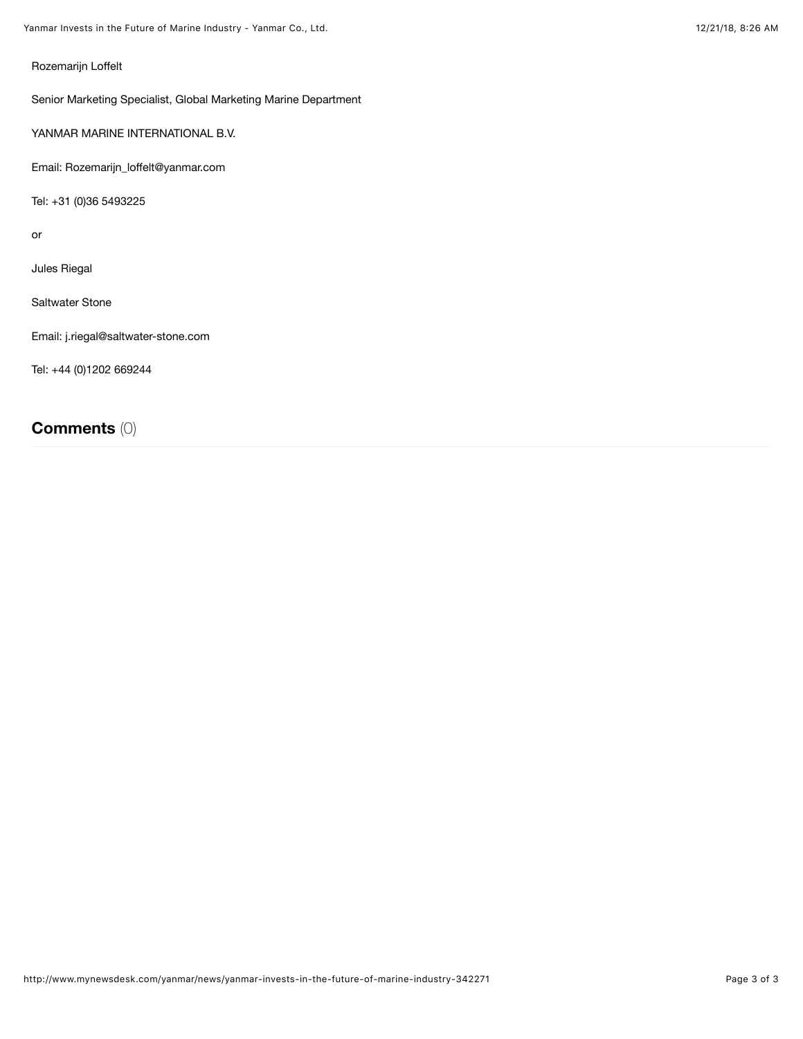Rozemarijn Loffelt

Senior Marketing Specialist, Global Marketing Marine Department

YANMAR MARINE INTERNATIONAL B.V.

Email: Rozemarijn_loffelt@yanmar.com

Tel: +31 (0)36 5493225

or

Jules Riegal

Saltwater Stone

Email: j.riegal@saltwater-stone.com

Tel: +44 (0)1202 669244

## **Comments** (0)